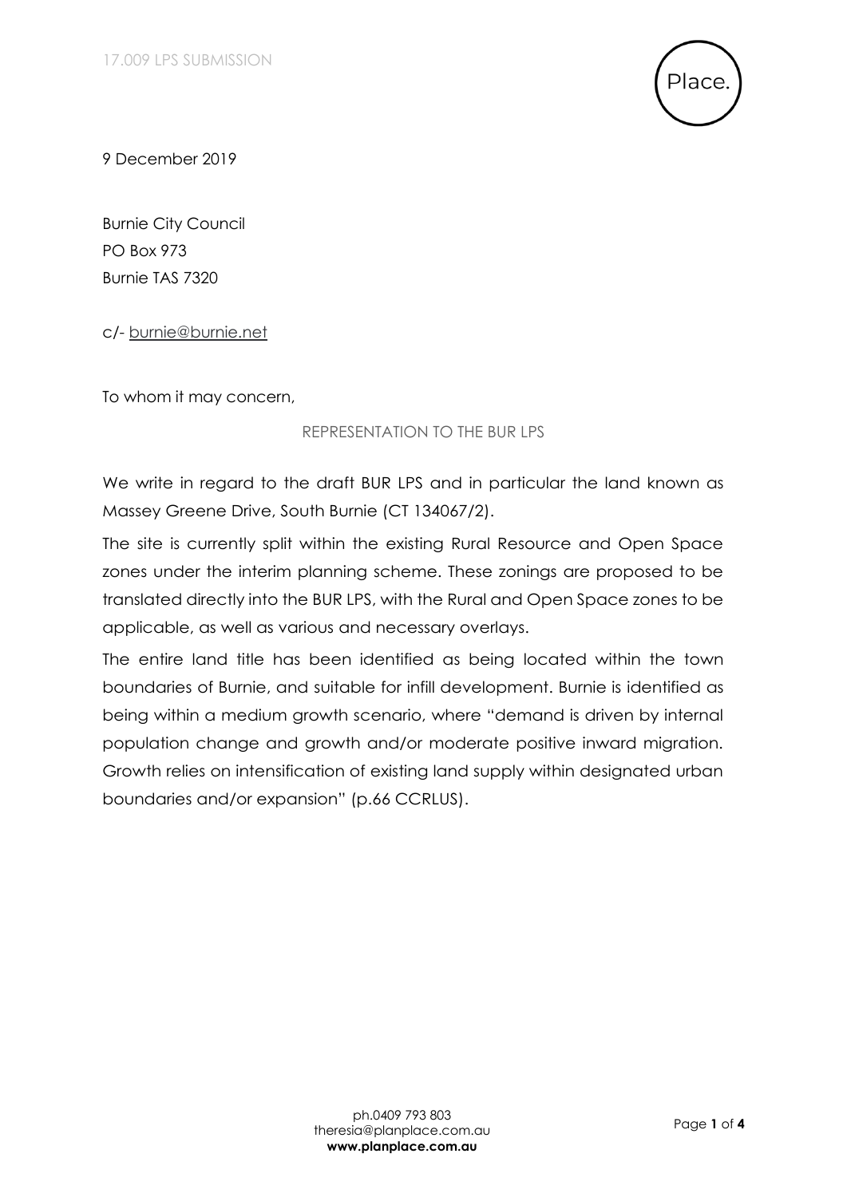9 December 2019

Burnie City Council
PO Box 973
Burnie TAS 7320

c/- burnie@burnie.net

To whom it may concern,

REPRESENTATION TO THE BUR LPS

We write in regard to the draft BUR LPS and in particular the land known as Massey Greene Drive, South Burnie (CT 134067/2).

The site is currently split within the existing Rural Resource and Open Space zones under the interim planning scheme. These zonings are proposed to be translated directly into the BUR LPS, with the Rural and Open Space zones to be applicable, as well as various and necessary overlays.

The entire land title has been identified as being located within the town boundaries of Burnie, and suitable for infill development. Burnie is identified as being within a medium growth scenario, where "demand is driven by internal population change and growth and/or moderate positive inward migration. Growth relies on intensification of existing land supply within designated urban boundaries and/or expansion" (p.66 CCRLUS).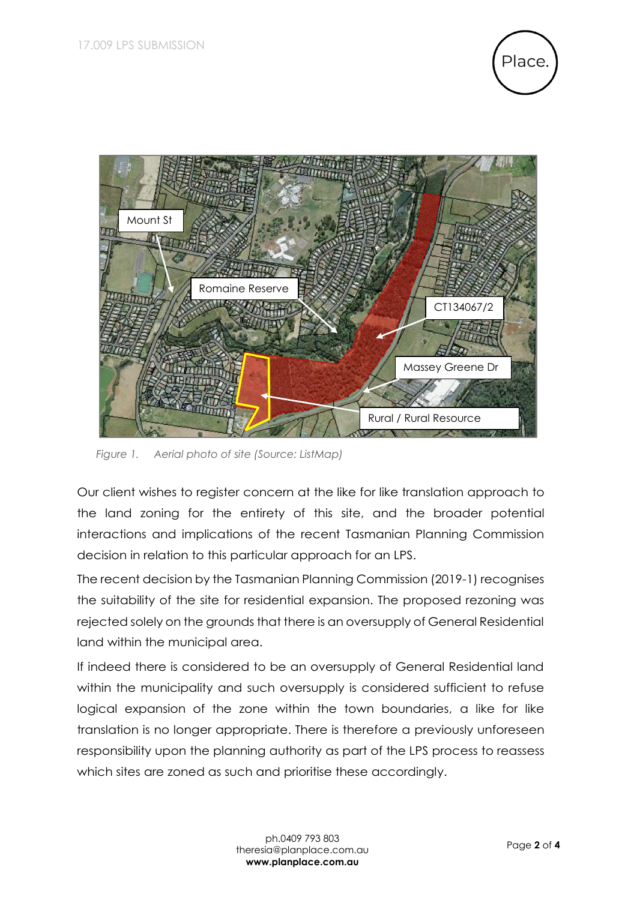Figure 1.  Aerial photo of site (Source: ListMap)

Our client wishes to register concern at the like for like translation approach to the land zoning for the entirety of this site, and the broader potential interactions and implications of the recent Tasmanian Planning Commission decision in relation to this particular approach for an LPS.

The recent decision by the Tasmanian Planning Commission (2019-1) recognises the suitability of the site for residential expansion. The proposed rezoning was rejected solely on the grounds that there is an oversupply of General Residential land within the municipal area.

If indeed there is considered to be an oversupply of General Residential land within the municipality and such oversupply is considered sufficient to refuse logical expansion of the zone within the town boundaries, a like for like translation is no longer appropriate. There is therefore a previously unforeseen responsibility upon the planning authority as part of the LPS process to reassess which sites are zoned as such and prioritise these accordingly.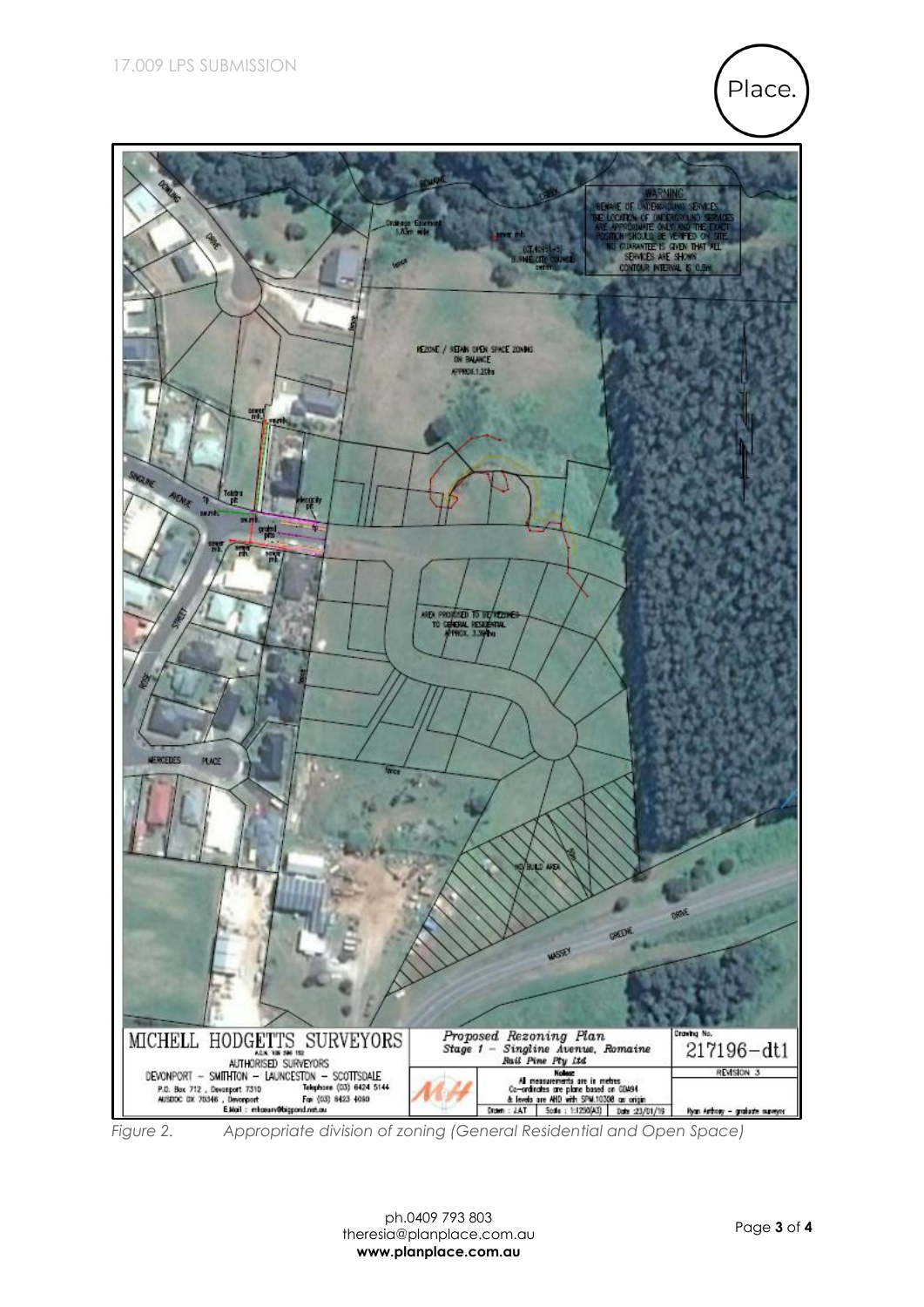MICHELL HODGETTS SURVEYORS
A.C.N. 135 586 152
AUTHORISED SURVEYORS
DEVONPORT – SMITHTON – LAUNCESTON – SCOTTSDALE
P.O. Box 712, Devonport 7310 Telephone (03) 6424 5144
AUSDOC DX 70346, Devonport Fax (03) 6423 4090
E.Mail : mhdsurv@bigpond.net.au

Proposed Rezoning Plan
Stage 1 – Singline Avenue, Romaine
Bail Pine Pty Ltd

Notes:
All measurements are in metres
Co-ordinates are plane based on GDA94
& levels are AHD with SPM.10308 as origin

Drawn : J.A.T | Scale : 1:1250(A3) | Date :23/01/19

Drawing No. 217196–dt1

REVISION 3

Ryan Anthony – graduate surveyor

*Figure 2. Appropriate division of zoning (General Residential and Open Space)*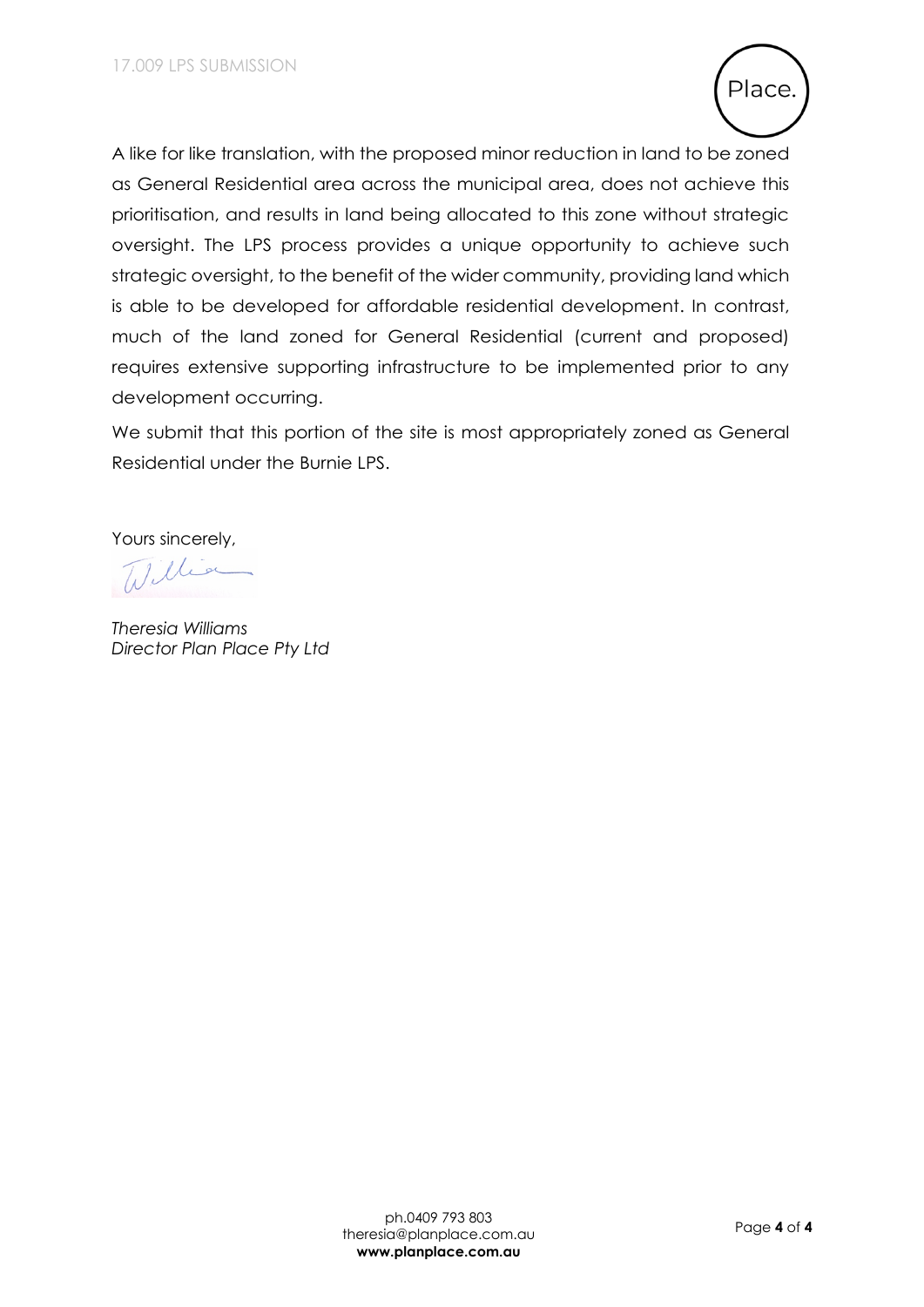A like for like translation, with the proposed minor reduction in land to be zoned as General Residential area across the municipal area, does not achieve this prioritisation, and results in land being allocated to this zone without strategic oversight. The LPS process provides a unique opportunity to achieve such strategic oversight, to the benefit of the wider community, providing land which is able to be developed for affordable residential development. In contrast, much of the land zoned for General Residential (current and proposed) requires extensive supporting infrastructure to be implemented prior to any development occurring.

We submit that this portion of the site is most appropriately zoned as General Residential under the Burnie LPS.

Yours sincerely,

*Theresia Williams*
*Director Plan Place Pty Ltd*

ph.0409 793 803
theresia@planplace.com.au
**www.planplace.com.au**